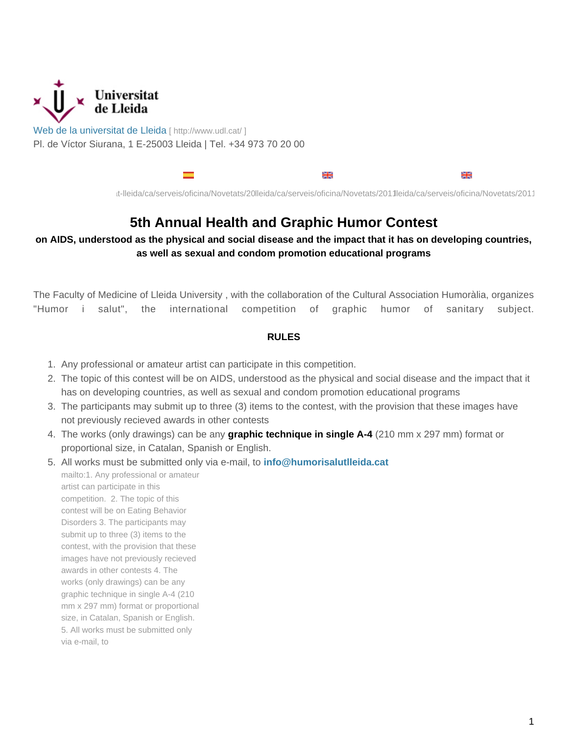Universitat de Lleida

Web de la universitat de Lleida [ http://www.udl.cat/ ]
Pl. de Víctor Siurana, 1 E-25003 Lleida | Tel. +34 973 70 20 00

t-lleida/ca/serveis/oficina/Novetats/20lleida/ca/serveis/oficina/Novetats/2011lleida/ca/serveis/oficina/Novetats/2011

# 5th Annual Health and Graphic Humor Contest

**on AIDS, understood as the physical and social disease and the impact that it has on developing countries, as well as sexual and condom promotion educational programs**

The Faculty of Medicine of Lleida University , with the collaboration of the Cultural Association Humoràlia, organizes "Humor i salut", the international competition of graphic humor of sanitary subject.

**RULES**

1. Any professional or amateur artist can participate in this competition.
2. The topic of this contest will be on AIDS, understood as the physical and social disease and the impact that it has on developing countries, as well as sexual and condom promotion educational programs
3. The participants may submit up to three (3) items to the contest, with the provision that these images have not previously recieved awards in other contests
4. The works (only drawings) can be any **graphic technique in single A-4** (210 mm x 297 mm) format or proportional size, in Catalan, Spanish or English.
5. All works must be submitted only via e-mail, to **info@humorisalutlleida.cat**

   mailto:1. Any professional or amateur artist can participate in this competition. 2. The topic of this contest will be on Eating Behavior Disorders 3. The participants may submit up to three (3) items to the contest, with the provision that these images have not previously recieved awards in other contests 4. The works (only drawings) can be any graphic technique in single A-4 (210 mm x 297 mm) format or proportional size, in Catalan, Spanish or English. 5. All works must be submitted only via e-mail, to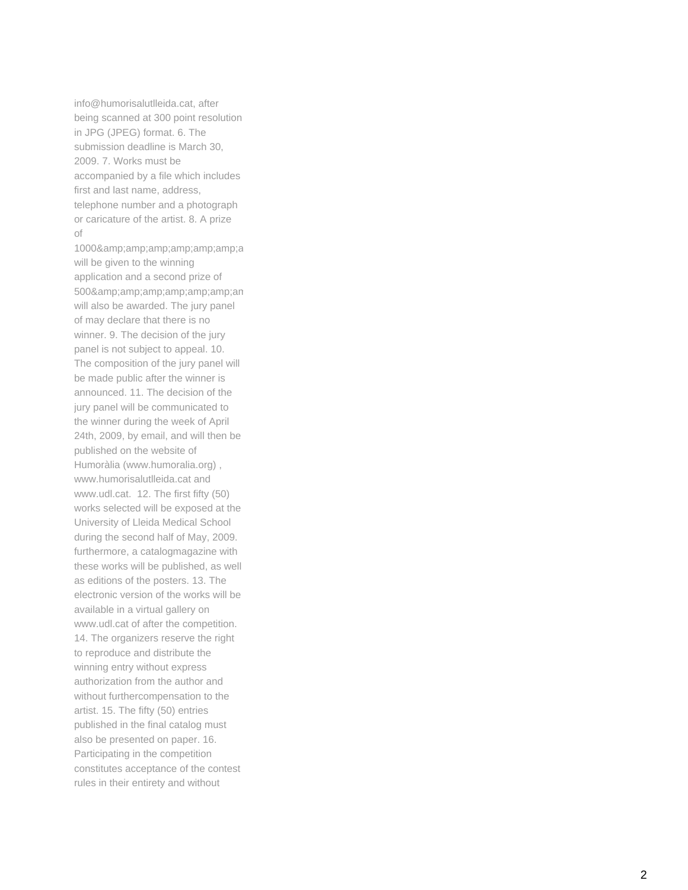info@humorisalutlleida.cat, after being scanned at 300 point resolution in JPG (JPEG) format. 6. The submission deadline is March 30, 2009. 7. Works must be accompanied by a file which includes first and last name, address, telephone number and a photograph or caricature of the artist. 8. A prize of 1000&amp;amp;amp;amp;amp;amp;amp;a will be given to the winning application and a second prize of 500&amp;amp;amp;amp;amp;amp;amp;am will also be awarded. The jury panel of may declare that there is no winner. 9. The decision of the jury panel is not subject to appeal. 10. The composition of the jury panel will be made public after the winner is announced. 11. The decision of the jury panel will be communicated to the winner during the week of April 24th, 2009, by email, and will then be published on the website of Humoràlia (www.humoralia.org) , www.humorisalutlleida.cat and www.udl.cat. 12. The first fifty (50) works selected will be exposed at the University of Lleida Medical School during the second half of May, 2009. furthermore, a catalogmagazine with these works will be published, as well as editions of the posters. 13. The electronic version of the works will be available in a virtual gallery on www.udl.cat of after the competition. 14. The organizers reserve the right to reproduce and distribute the winning entry without express authorization from the author and without furthercompensation to the artist. 15. The fifty (50) entries published in the final catalog must also be presented on paper. 16. Participating in the competition constitutes acceptance of the contest rules in their entirety and without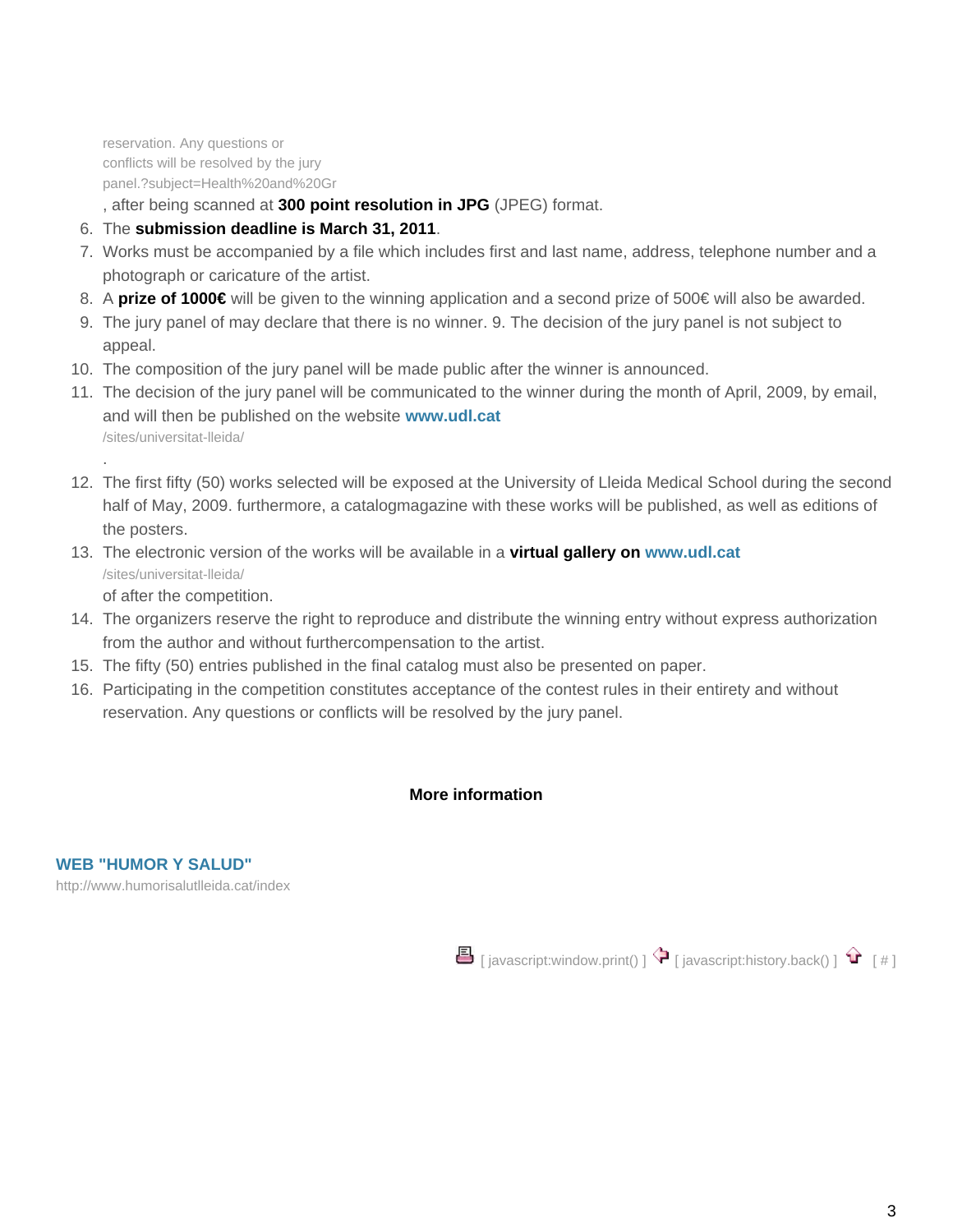reservation. Any questions or conflicts will be resolved by the jury panel.?subject=Health%20and%20Gr

, after being scanned at **300 point resolution in JPG** (JPEG) format.

6. The **submission deadline is March 31, 2011**.
7. Works must be accompanied by a file which includes first and last name, address, telephone number and a photograph or caricature of the artist.
8. A **prize of 1000€** will be given to the winning application and a second prize of 500€ will also be awarded.
9. The jury panel of may declare that there is no winner. 9. The decision of the jury panel is not subject to appeal.
10. The composition of the jury panel will be made public after the winner is announced.
11. The decision of the jury panel will be communicated to the winner during the month of April, 2009, by email, and will then be published on the website **www.udl.cat** /sites/universitat-lleida/
    .
12. The first fifty (50) works selected will be exposed at the University of Lleida Medical School during the second half of May, 2009. furthermore, a catalogmagazine with these works will be published, as well as editions of the posters.
13. The electronic version of the works will be available in a **virtual gallery on** **www.udl.cat** /sites/universitat-lleida/
    of after the competition.
14. The organizers reserve the right to reproduce and distribute the winning entry without express authorization from the author and without furthercompensation to the artist.
15. The fifty (50) entries published in the final catalog must also be presented on paper.
16. Participating in the competition constitutes acceptance of the contest rules in their entirety and without reservation. Any questions or conflicts will be resolved by the jury panel.

**More information**

**WEB "HUMOR Y SALUD"**
http://www.humorisalutlleida.cat/index

[ javascript:window.print() ] [ javascript:history.back() ] [ # ]